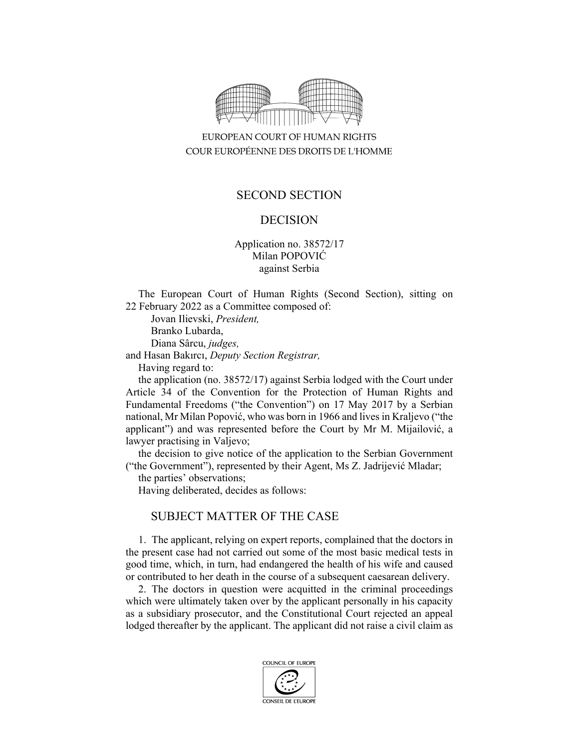EUROPEAN COURT OF HUMAN RIGHTS
COUR EUROPÉENNE DES DROITS DE L'HOMME

## SECOND SECTION

## DECISION

Application no. 38572/17
Milan POPOVIĆ
against Serbia

The European Court of Human Rights (Second Section), sitting on 22 February 2022 as a Committee composed of:

Jovan Ilievski, *President,*
Branko Lubarda,
Diana Sârcu, *judges,*
and Hasan Bakırcı, *Deputy Section Registrar,*

Having regard to:

the application (no. 38572/17) against Serbia lodged with the Court under Article 34 of the Convention for the Protection of Human Rights and Fundamental Freedoms ("the Convention") on 17 May 2017 by a Serbian national, Mr Milan Popović, who was born in 1966 and lives in Kraljevo ("the applicant") and was represented before the Court by Mr M. Mijailović, a lawyer practising in Valjevo;

the decision to give notice of the application to the Serbian Government ("the Government"), represented by their Agent, Ms Z. Jadrijević Mladar;

the parties' observations;

Having deliberated, decides as follows:

## SUBJECT MATTER OF THE CASE

1. The applicant, relying on expert reports, complained that the doctors in the present case had not carried out some of the most basic medical tests in good time, which, in turn, had endangered the health of his wife and caused or contributed to her death in the course of a subsequent caesarean delivery.

2. The doctors in question were acquitted in the criminal proceedings which were ultimately taken over by the applicant personally in his capacity as a subsidiary prosecutor, and the Constitutional Court rejected an appeal lodged thereafter by the applicant. The applicant did not raise a civil claim as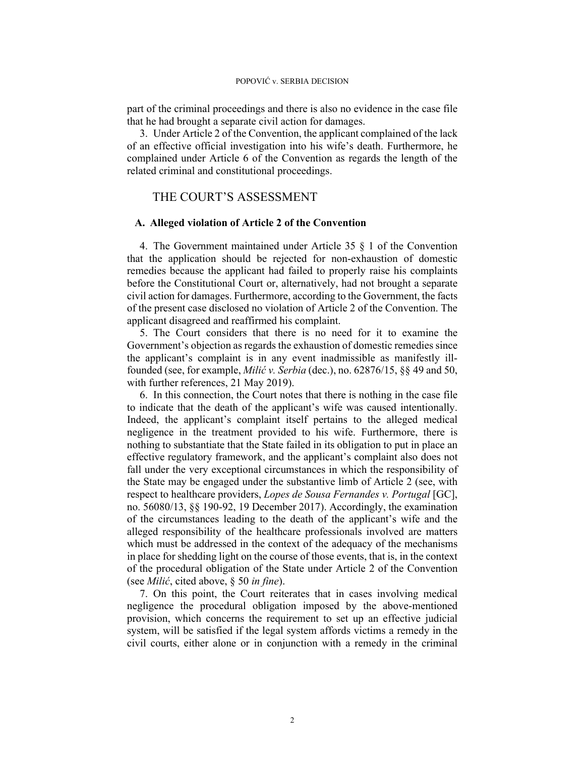part of the criminal proceedings and there is also no evidence in the case file that he had brought a separate civil action for damages.

3. Under Article 2 of the Convention, the applicant complained of the lack of an effective official investigation into his wife's death. Furthermore, he complained under Article 6 of the Convention as regards the length of the related criminal and constitutional proceedings.

## THE COURT'S ASSESSMENT

### A. Alleged violation of Article 2 of the Convention

4. The Government maintained under Article 35 § 1 of the Convention that the application should be rejected for non-exhaustion of domestic remedies because the applicant had failed to properly raise his complaints before the Constitutional Court or, alternatively, had not brought a separate civil action for damages. Furthermore, according to the Government, the facts of the present case disclosed no violation of Article 2 of the Convention. The applicant disagreed and reaffirmed his complaint.

5. The Court considers that there is no need for it to examine the Government's objection as regards the exhaustion of domestic remedies since the applicant's complaint is in any event inadmissible as manifestly ill-founded (see, for example, *Milić v. Serbia* (dec.), no. 62876/15, §§ 49 and 50, with further references, 21 May 2019).

6. In this connection, the Court notes that there is nothing in the case file to indicate that the death of the applicant's wife was caused intentionally. Indeed, the applicant's complaint itself pertains to the alleged medical negligence in the treatment provided to his wife. Furthermore, there is nothing to substantiate that the State failed in its obligation to put in place an effective regulatory framework, and the applicant's complaint also does not fall under the very exceptional circumstances in which the responsibility of the State may be engaged under the substantive limb of Article 2 (see, with respect to healthcare providers, *Lopes de Sousa Fernandes v. Portugal* [GC], no. 56080/13, §§ 190-92, 19 December 2017). Accordingly, the examination of the circumstances leading to the death of the applicant's wife and the alleged responsibility of the healthcare professionals involved are matters which must be addressed in the context of the adequacy of the mechanisms in place for shedding light on the course of those events, that is, in the context of the procedural obligation of the State under Article 2 of the Convention (see *Milić*, cited above, § 50 *in fine*).

7. On this point, the Court reiterates that in cases involving medical negligence the procedural obligation imposed by the above-mentioned provision, which concerns the requirement to set up an effective judicial system, will be satisfied if the legal system affords victims a remedy in the civil courts, either alone or in conjunction with a remedy in the criminal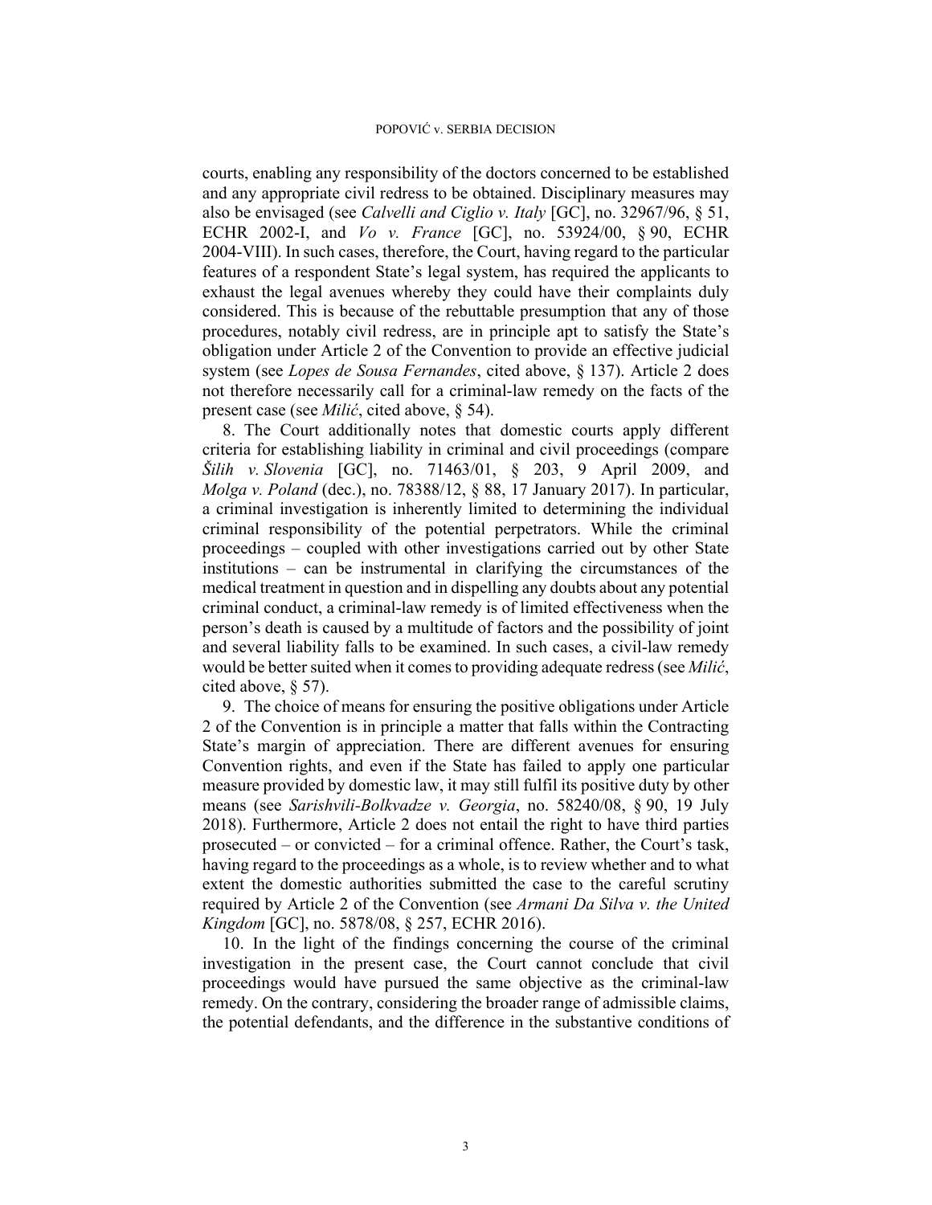courts, enabling any responsibility of the doctors concerned to be established and any appropriate civil redress to be obtained. Disciplinary measures may also be envisaged (see *Calvelli and Ciglio v. Italy* [GC], no. 32967/96, § 51, ECHR 2002-I, and *Vo v. France* [GC], no. 53924/00, § 90, ECHR 2004-VIII). In such cases, therefore, the Court, having regard to the particular features of a respondent State's legal system, has required the applicants to exhaust the legal avenues whereby they could have their complaints duly considered. This is because of the rebuttable presumption that any of those procedures, notably civil redress, are in principle apt to satisfy the State's obligation under Article 2 of the Convention to provide an effective judicial system (see *Lopes de Sousa Fernandes*, cited above, § 137). Article 2 does not therefore necessarily call for a criminal-law remedy on the facts of the present case (see *Milić*, cited above, § 54).

8. The Court additionally notes that domestic courts apply different criteria for establishing liability in criminal and civil proceedings (compare *Šilih v. Slovenia* [GC], no. 71463/01, § 203, 9 April 2009, and *Molga v. Poland* (dec.), no. 78388/12, § 88, 17 January 2017). In particular, a criminal investigation is inherently limited to determining the individual criminal responsibility of the potential perpetrators. While the criminal proceedings – coupled with other investigations carried out by other State institutions – can be instrumental in clarifying the circumstances of the medical treatment in question and in dispelling any doubts about any potential criminal conduct, a criminal-law remedy is of limited effectiveness when the person's death is caused by a multitude of factors and the possibility of joint and several liability falls to be examined. In such cases, a civil-law remedy would be better suited when it comes to providing adequate redress (see *Milić*, cited above, § 57).

9. The choice of means for ensuring the positive obligations under Article 2 of the Convention is in principle a matter that falls within the Contracting State's margin of appreciation. There are different avenues for ensuring Convention rights, and even if the State has failed to apply one particular measure provided by domestic law, it may still fulfil its positive duty by other means (see *Sarishvili-Bolkvadze v. Georgia*, no. 58240/08, § 90, 19 July 2018). Furthermore, Article 2 does not entail the right to have third parties prosecuted – or convicted – for a criminal offence. Rather, the Court's task, having regard to the proceedings as a whole, is to review whether and to what extent the domestic authorities submitted the case to the careful scrutiny required by Article 2 of the Convention (see *Armani Da Silva v. the United Kingdom* [GC], no. 5878/08, § 257, ECHR 2016).

10. In the light of the findings concerning the course of the criminal investigation in the present case, the Court cannot conclude that civil proceedings would have pursued the same objective as the criminal-law remedy. On the contrary, considering the broader range of admissible claims, the potential defendants, and the difference in the substantive conditions of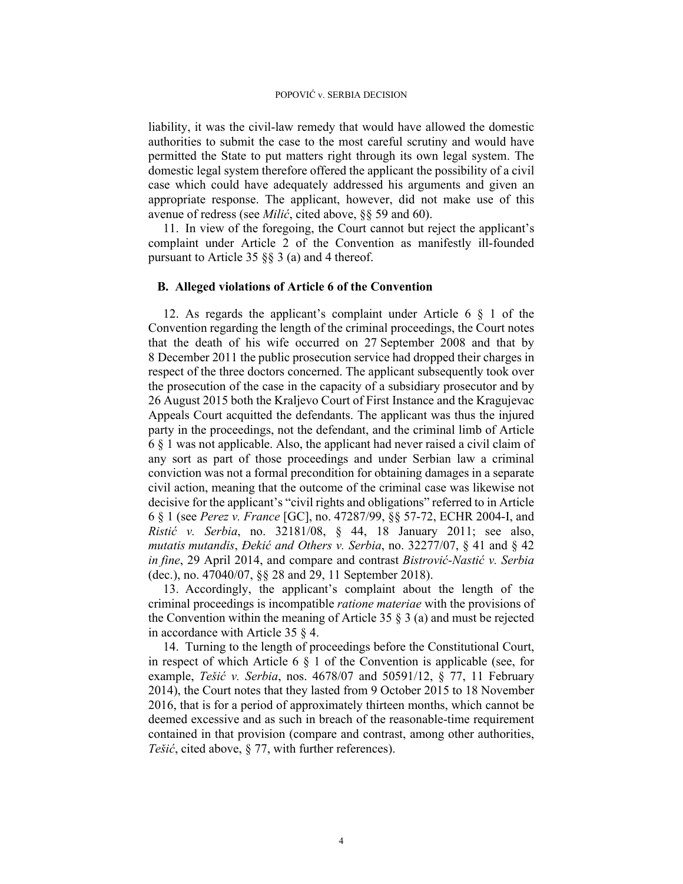liability, it was the civil-law remedy that would have allowed the domestic authorities to submit the case to the most careful scrutiny and would have permitted the State to put matters right through its own legal system. The domestic legal system therefore offered the applicant the possibility of a civil case which could have adequately addressed his arguments and given an appropriate response. The applicant, however, did not make use of this avenue of redress (see *Milić*, cited above, §§ 59 and 60).

11. In view of the foregoing, the Court cannot but reject the applicant's complaint under Article 2 of the Convention as manifestly ill-founded pursuant to Article 35 §§ 3 (a) and 4 thereof.

### B. Alleged violations of Article 6 of the Convention

12. As regards the applicant's complaint under Article 6 § 1 of the Convention regarding the length of the criminal proceedings, the Court notes that the death of his wife occurred on 27 September 2008 and that by 8 December 2011 the public prosecution service had dropped their charges in respect of the three doctors concerned. The applicant subsequently took over the prosecution of the case in the capacity of a subsidiary prosecutor and by 26 August 2015 both the Kraljevo Court of First Instance and the Kragujevac Appeals Court acquitted the defendants. The applicant was thus the injured party in the proceedings, not the defendant, and the criminal limb of Article 6 § 1 was not applicable. Also, the applicant had never raised a civil claim of any sort as part of those proceedings and under Serbian law a criminal conviction was not a formal precondition for obtaining damages in a separate civil action, meaning that the outcome of the criminal case was likewise not decisive for the applicant's "civil rights and obligations" referred to in Article 6 § 1 (see *Perez v. France* [GC], no. 47287/99, §§ 57-72, ECHR 2004-I, and *Ristić v. Serbia*, no. 32181/08, § 44, 18 January 2011; see also, *mutatis mutandis*, *Đekić and Others v. Serbia*, no. 32277/07, § 41 and § 42 *in fine*, 29 April 2014, and compare and contrast *Bistrović-Nastić v. Serbia* (dec.), no. 47040/07, §§ 28 and 29, 11 September 2018).

13. Accordingly, the applicant's complaint about the length of the criminal proceedings is incompatible *ratione materiae* with the provisions of the Convention within the meaning of Article 35 § 3 (a) and must be rejected in accordance with Article 35 § 4.

14. Turning to the length of proceedings before the Constitutional Court, in respect of which Article 6 § 1 of the Convention is applicable (see, for example, *Tešić v. Serbia*, nos. 4678/07 and 50591/12, § 77, 11 February 2014), the Court notes that they lasted from 9 October 2015 to 18 November 2016, that is for a period of approximately thirteen months, which cannot be deemed excessive and as such in breach of the reasonable-time requirement contained in that provision (compare and contrast, among other authorities, *Tešić*, cited above, § 77, with further references).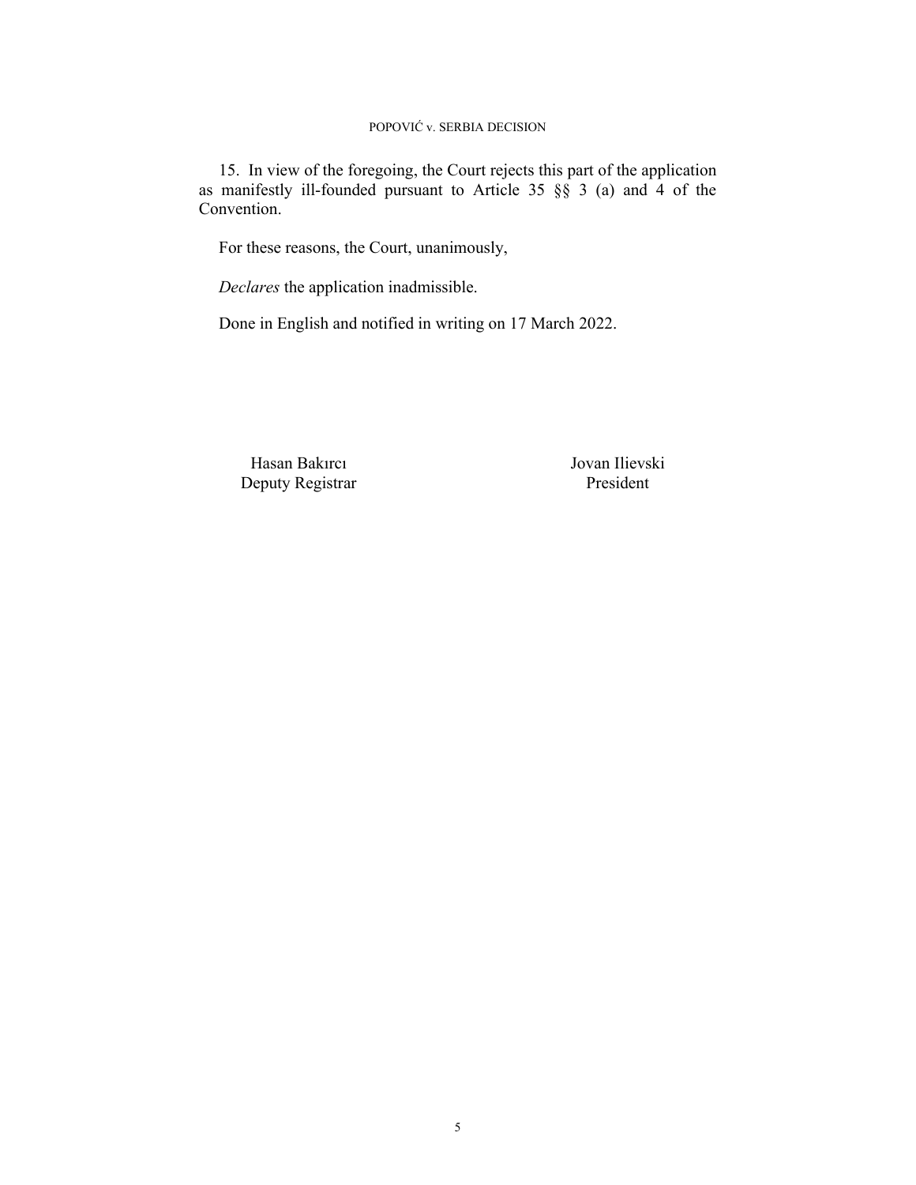15. In view of the foregoing, the Court rejects this part of the application as manifestly ill-founded pursuant to Article 35 §§ 3 (a) and 4 of the Convention.

For these reasons, the Court, unanimously,

*Declares* the application inadmissible.

Done in English and notified in writing on 17 March 2022.

| | |
|---|---|
| Hasan Bakırcı | Jovan Ilievski |
| Deputy Registrar | President |